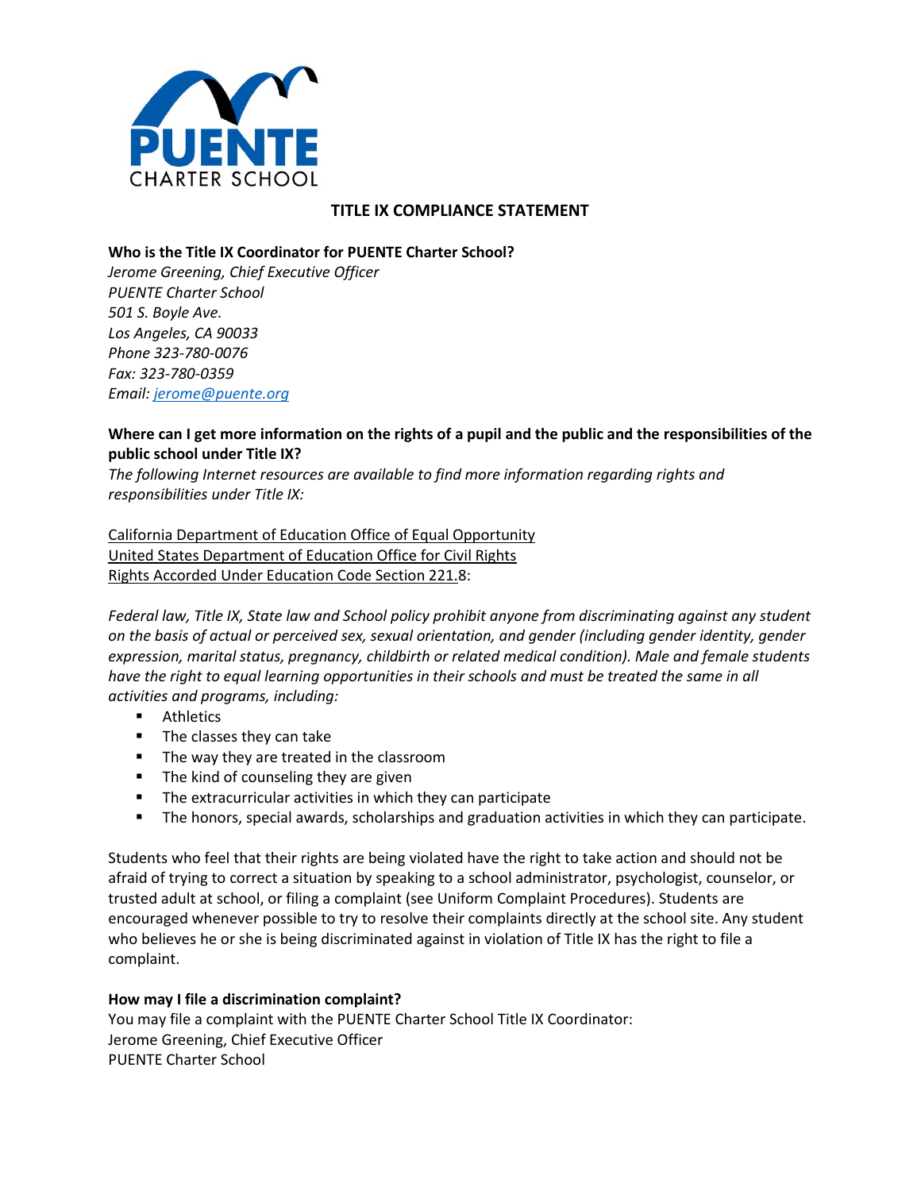PUENTE CHARTER SCHOOL

# TITLE IX COMPLIANCE STATEMENT

**Who is the Title IX Coordinator for PUENTE Charter School?**

*Jerome Greening, Chief Executive Officer*
*PUENTE Charter School*
*501 S. Boyle Ave.*
*Los Angeles, CA 90033*
*Phone 323-780-0076*
*Fax: 323-780-0359*
*Email: jerome@puente.org*

**Where can I get more information on the rights of a pupil and the public and the responsibilities of the public school under Title IX?**

*The following Internet resources are available to find more information regarding rights and responsibilities under Title IX:*

California Department of Education Office of Equal Opportunity
United States Department of Education Office for Civil Rights
Rights Accorded Under Education Code Section 221.8:

*Federal law, Title IX, State law and School policy prohibit anyone from discriminating against any student on the basis of actual or perceived sex, sexual orientation, and gender (including gender identity, gender expression, marital status, pregnancy, childbirth or related medical condition). Male and female students have the right to equal learning opportunities in their schools and must be treated the same in all activities and programs, including:*

- Athletics
- The classes they can take
- The way they are treated in the classroom
- The kind of counseling they are given
- The extracurricular activities in which they can participate
- The honors, special awards, scholarships and graduation activities in which they can participate.

Students who feel that their rights are being violated have the right to take action and should not be afraid of trying to correct a situation by speaking to a school administrator, psychologist, counselor, or trusted adult at school, or filing a complaint (see Uniform Complaint Procedures). Students are encouraged whenever possible to try to resolve their complaints directly at the school site. Any student who believes he or she is being discriminated against in violation of Title IX has the right to file a complaint.

**How may I file a discrimination complaint?**

You may file a complaint with the PUENTE Charter School Title IX Coordinator:
Jerome Greening, Chief Executive Officer
PUENTE Charter School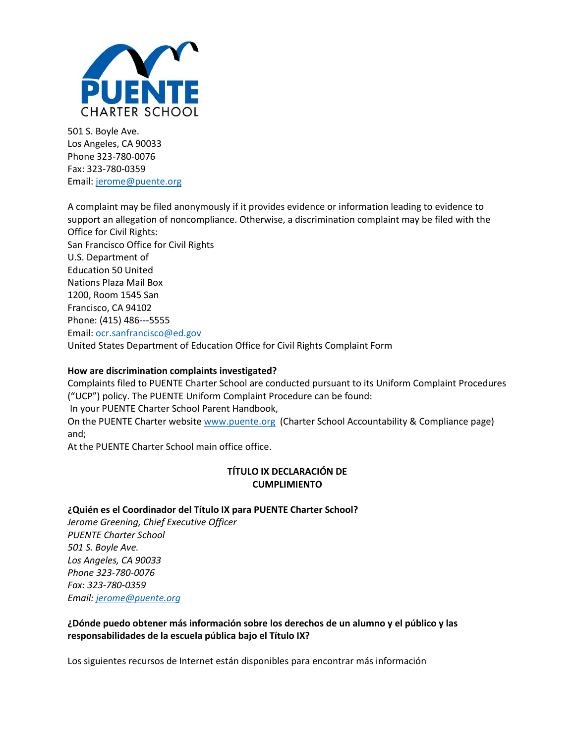PUENTE CHARTER SCHOOL

501 S. Boyle Ave.
Los Angeles, CA 90033
Phone 323-780-0076
Fax: 323-780-0359
Email: jerome@puente.org

A complaint may be filed anonymously if it provides evidence or information leading to evidence to support an allegation of noncompliance. Otherwise, a discrimination complaint may be filed with the Office for Civil Rights:
San Francisco Office for Civil Rights
U.S. Department of
Education 50 United
Nations Plaza Mail Box
1200, Room 1545 San
Francisco, CA 94102
Phone: (415) 486---5555
Email: ocr.sanfrancisco@ed.gov
United States Department of Education Office for Civil Rights Complaint Form

**How are discrimination complaints investigated?**
Complaints filed to PUENTE Charter School are conducted pursuant to its Uniform Complaint Procedures ("UCP") policy. The PUENTE Uniform Complaint Procedure can be found:
In your PUENTE Charter School Parent Handbook,
On the PUENTE Charter website www.puente.org (Charter School Accountability & Compliance page) and;
At the PUENTE Charter School main office office.

## TÍTULO IX DECLARACIÓN DE CUMPLIMIENTO

**¿Quién es el Coordinador del Título IX para PUENTE Charter School?**
*Jerome Greening, Chief Executive Officer*
*PUENTE Charter School*
*501 S. Boyle Ave.*
*Los Angeles, CA 90033*
*Phone 323-780-0076*
*Fax: 323-780-0359*
*Email: jerome@puente.org*

**¿Dónde puedo obtener más información sobre los derechos de un alumno y el público y las responsabilidades de la escuela pública bajo el Título IX?**

Los siguientes recursos de Internet están disponibles para encontrar más información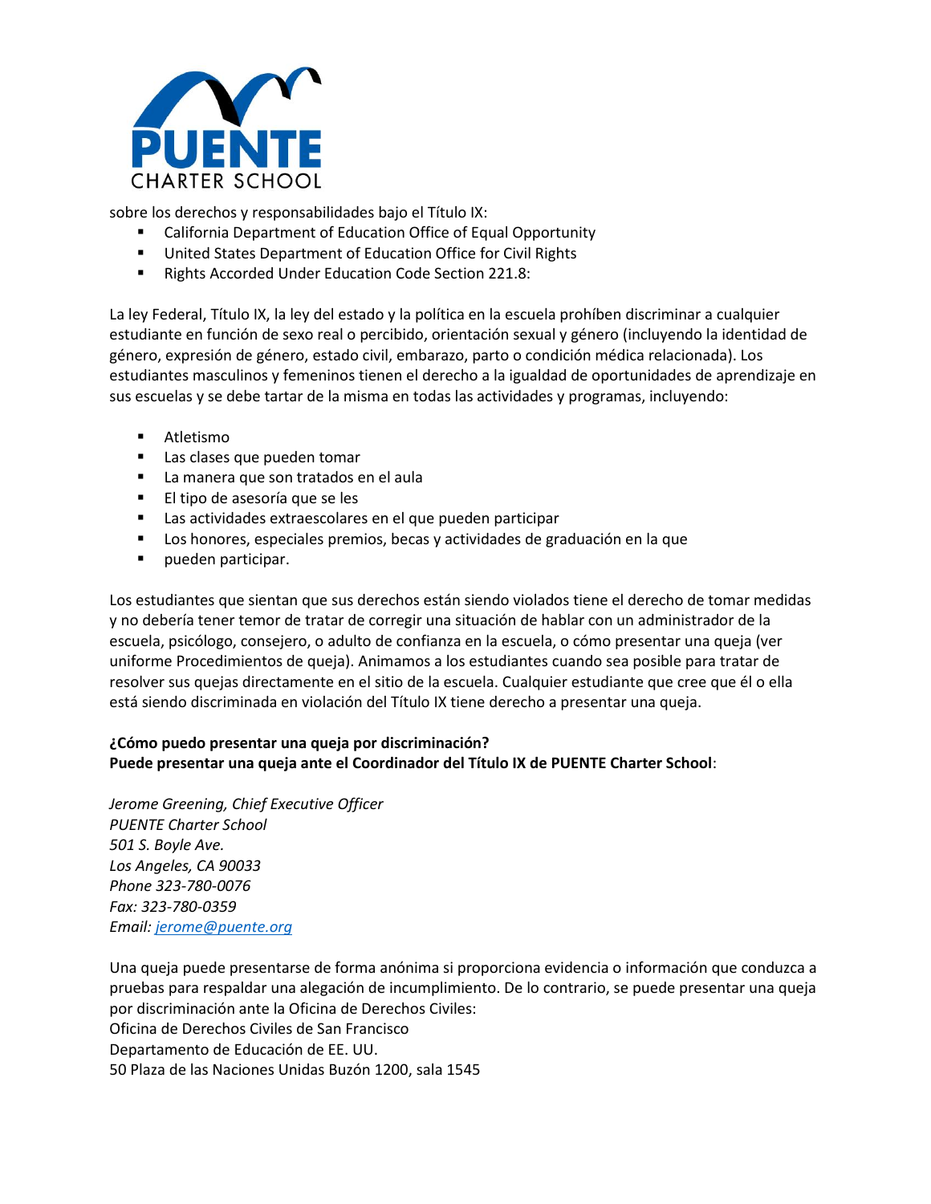sobre los derechos y responsabilidades bajo el Título IX:

- California Department of Education Office of Equal Opportunity
- United States Department of Education Office for Civil Rights
- Rights Accorded Under Education Code Section 221.8:

La ley Federal, Título IX, la ley del estado y la política en la escuela prohíben discriminar a cualquier estudiante en función de sexo real o percibido, orientación sexual y género (incluyendo la identidad de género, expresión de género, estado civil, embarazo, parto o condición médica relacionada). Los estudiantes masculinos y femeninos tienen el derecho a la igualdad de oportunidades de aprendizaje en sus escuelas y se debe tartar de la misma en todas las actividades y programas, incluyendo:

- Atletismo
- Las clases que pueden tomar
- La manera que son tratados en el aula
- El tipo de asesoría que se les
- Las actividades extraescolares en el que pueden participar
- Los honores, especiales premios, becas y actividades de graduación en la que
- pueden participar.

Los estudiantes que sientan que sus derechos están siendo violados tiene el derecho de tomar medidas y no debería tener temor de tratar de corregir una situación de hablar con un administrador de la escuela, psicólogo, consejero, o adulto de confianza en la escuela, o cómo presentar una queja (ver uniforme Procedimientos de queja). Animamos a los estudiantes cuando sea posible para tratar de resolver sus quejas directamente en el sitio de la escuela. Cualquier estudiante que cree que él o ella está siendo discriminada en violación del Título IX tiene derecho a presentar una queja.

**¿Cómo puedo presentar una queja por discriminación?**
**Puede presentar una queja ante el Coordinador del Título IX de PUENTE Charter School**:

*Jerome Greening, Chief Executive Officer*
*PUENTE Charter School*
*501 S. Boyle Ave.*
*Los Angeles, CA 90033*
*Phone 323-780-0076*
*Fax: 323-780-0359*
*Email: jerome@puente.org*

Una queja puede presentarse de forma anónima si proporciona evidencia o información que conduzca a pruebas para respaldar una alegación de incumplimiento. De lo contrario, se puede presentar una queja por discriminación ante la Oficina de Derechos Civiles:
Oficina de Derechos Civiles de San Francisco
Departamento de Educación de EE. UU.
50 Plaza de las Naciones Unidas Buzón 1200, sala 1545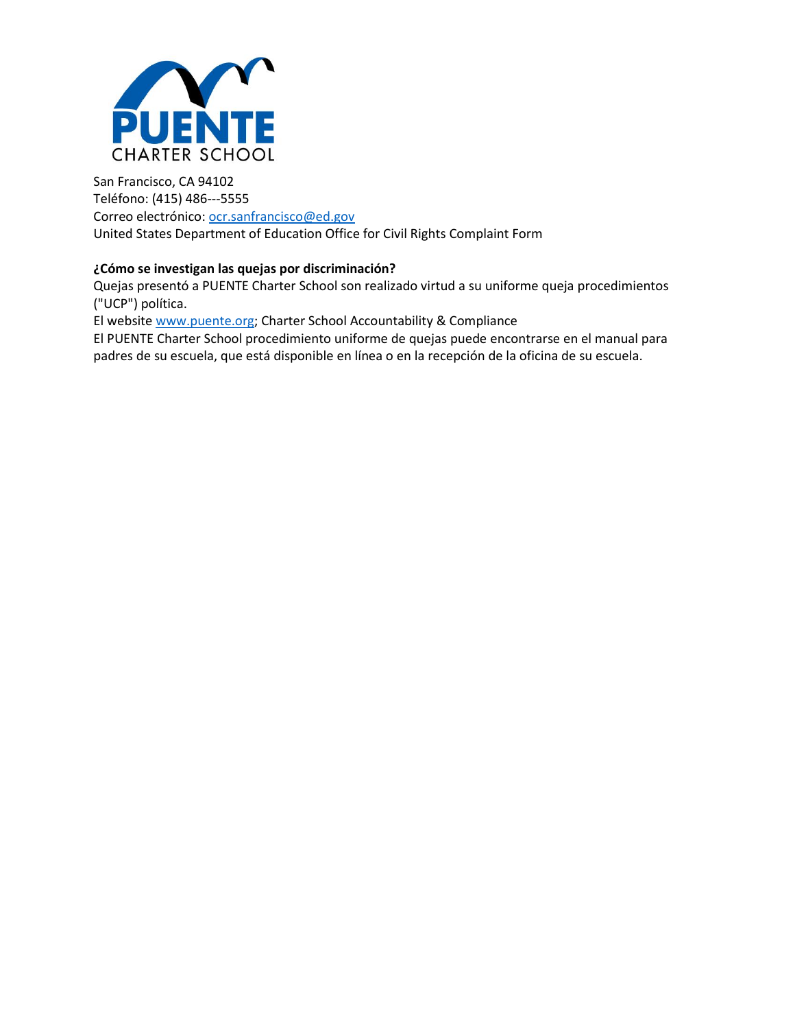PUENTE
CHARTER SCHOOL

San Francisco, CA 94102
Teléfono: (415) 486---5555
Correo electrónico: ocr.sanfrancisco@ed.gov
United States Department of Education Office for Civil Rights Complaint Form

**¿Cómo se investigan las quejas por discriminación?**
Quejas presentó a PUENTE Charter School son realizado virtud a su uniforme queja procedimientos ("UCP") política.
El website www.puente.org; Charter School Accountability & Compliance
El PUENTE Charter School procedimiento uniforme de quejas puede encontrarse en el manual para padres de su escuela, que está disponible en línea o en la recepción de la oficina de su escuela.